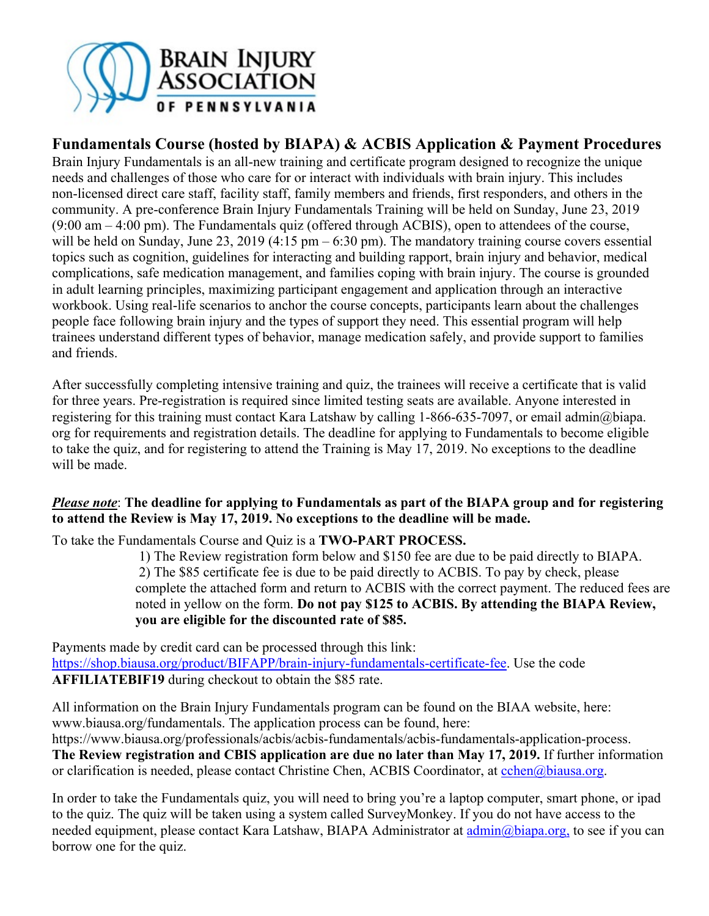**BRAIN INJURY ASSOCIATION OF PENNSYLVANIA**

## Fundamentals Course (hosted by BIAPA) & ACBIS Application & Payment Procedures

Brain Injury Fundamentals is an all-new training and certificate program designed to recognize the unique needs and challenges of those who care for or interact with individuals with brain injury. This includes non-licensed direct care staff, facility staff, family members and friends, first responders, and others in the community. A pre-conference Brain Injury Fundamentals Training will be held on Sunday, June 23, 2019 (9:00 am – 4:00 pm). The Fundamentals quiz (offered through ACBIS), open to attendees of the course, will be held on Sunday, June 23, 2019 (4:15 pm – 6:30 pm). The mandatory training course covers essential topics such as cognition, guidelines for interacting and building rapport, brain injury and behavior, medical complications, safe medication management, and families coping with brain injury. The course is grounded in adult learning principles, maximizing participant engagement and application through an interactive workbook. Using real-life scenarios to anchor the course concepts, participants learn about the challenges people face following brain injury and the types of support they need. This essential program will help trainees understand different types of behavior, manage medication safely, and provide support to families and friends.

After successfully completing intensive training and quiz, the trainees will receive a certificate that is valid for three years. Pre-registration is required since limited testing seats are available. Anyone interested in registering for this training must contact Kara Latshaw by calling 1-866-635-7097, or email admin@biapa.org for requirements and registration details. The deadline for applying to Fundamentals to become eligible to take the quiz, and for registering to attend the Training is May 17, 2019. No exceptions to the deadline will be made.

***Please note***: **The deadline for applying to Fundamentals as part of the BIAPA group and for registering to attend the Review is May 17, 2019. No exceptions to the deadline will be made.**

To take the Fundamentals Course and Quiz is a **TWO-PART PROCESS.**

1) The Review registration form below and $150 fee are due to be paid directly to BIAPA.
2) The $85 certificate fee is due to be paid directly to ACBIS. To pay by check, please complete the attached form and return to ACBIS with the correct payment. The reduced fees are noted in yellow on the form. **Do not pay $125 to ACBIS. By attending the BIAPA Review, you are eligible for the discounted rate of $85.**

Payments made by credit card can be processed through this link: https://shop.biausa.org/product/BIFAPP/brain-injury-fundamentals-certificate-fee. Use the code **AFFILIATEBIF19** during checkout to obtain the $85 rate.

All information on the Brain Injury Fundamentals program can be found on the BIAA website, here: www.biausa.org/fundamentals. The application process can be found, here: https://www.biausa.org/professionals/acbis/acbis-fundamentals/acbis-fundamentals-application-process. **The Review registration and CBIS application are due no later than May 17, 2019.** If further information or clarification is needed, please contact Christine Chen, ACBIS Coordinator, at cchen@biausa.org.

In order to take the Fundamentals quiz, you will need to bring you're a laptop computer, smart phone, or ipad to the quiz. The quiz will be taken using a system called SurveyMonkey. If you do not have access to the needed equipment, please contact Kara Latshaw, BIAPA Administrator at admin@biapa.org, to see if you can borrow one for the quiz.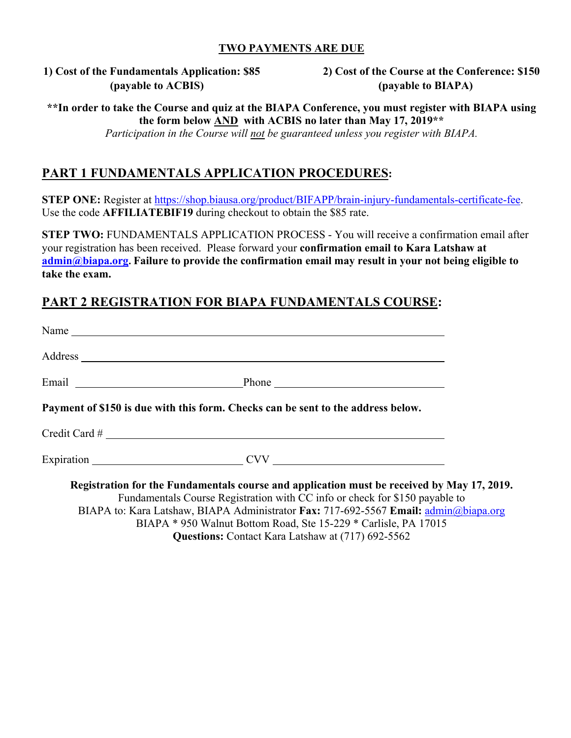**TWO PAYMENTS ARE DUE**

**1) Cost of the Fundamentals Application: $85 (payable to ACBIS)**

**2) Cost of the Course at the Conference: $150 (payable to BIAPA)**

**\*\*In order to take the Course and quiz at the BIAPA Conference, you must register with BIAPA using the form below AND with ACBIS no later than May 17, 2019\*\***

*Participation in the Course will not be guaranteed unless you register with BIAPA.*

## PART 1 FUNDAMENTALS APPLICATION PROCEDURES:

**STEP ONE:** Register at https://shop.biausa.org/product/BIFAPP/brain-injury-fundamentals-certificate-fee. Use the code **AFFILIATEBIF19** during checkout to obtain the $85 rate.

**STEP TWO:** FUNDAMENTALS APPLICATION PROCESS - You will receive a confirmation email after your registration has been received. Please forward your **confirmation email to Kara Latshaw at admin@biapa.org. Failure to provide the confirmation email may result in your not being eligible to take the exam.**

## PART 2 REGISTRATION FOR BIAPA FUNDAMENTALS COURSE:

Name ______________________________

Address ______________________________

Email ______________ Phone ______________

**Payment of $150 is due with this form. Checks can be sent to the address below.**

Credit Card # ______________________________

Expiration ______________ CVV ______________

**Registration for the Fundamentals course and application must be received by May 17, 2019.**
Fundamentals Course Registration with CC info or check for $150 payable to BIAPA to: Kara Latshaw, BIAPA Administrator **Fax:** 717-692-5567 **Email:** admin@biapa.org
BIAPA * 950 Walnut Bottom Road, Ste 15-229 * Carlisle, PA 17015
**Questions:** Contact Kara Latshaw at (717) 692-5562